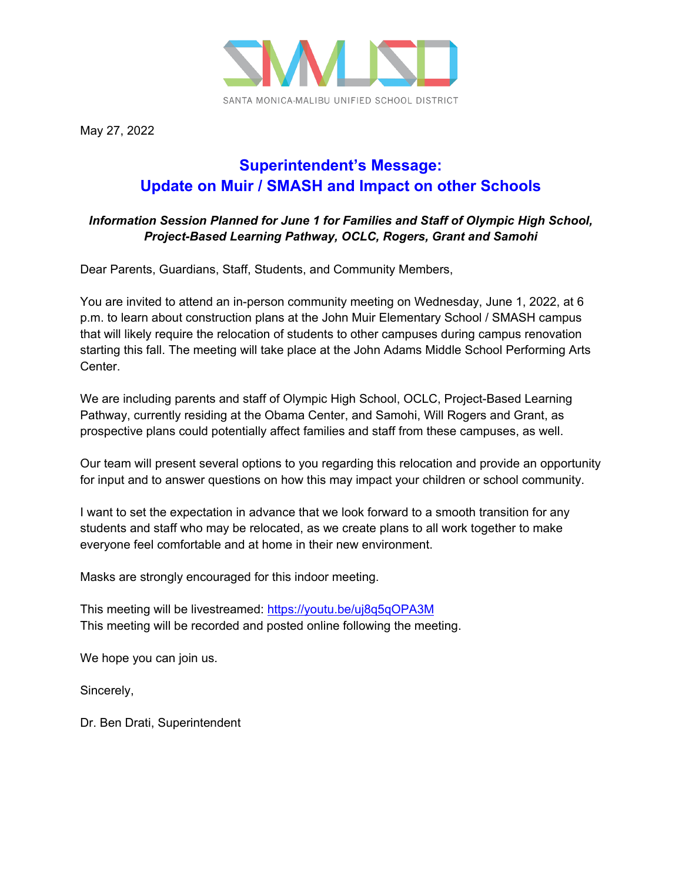SANTA MONICA-MALIBU UNIFIED SCHOOL DISTRICT

May 27, 2022

# Superintendent's Message: Update on Muir / SMASH and Impact on other Schools

***Information Session Planned for June 1 for Families and Staff of Olympic High School, Project-Based Learning Pathway, OCLC, Rogers, Grant and Samohi***

Dear Parents, Guardians, Staff, Students, and Community Members,

You are invited to attend an in-person community meeting on Wednesday, June 1, 2022, at 6 p.m. to learn about construction plans at the John Muir Elementary School / SMASH campus that will likely require the relocation of students to other campuses during campus renovation starting this fall. The meeting will take place at the John Adams Middle School Performing Arts Center.

We are including parents and staff of Olympic High School, OCLC, Project-Based Learning Pathway, currently residing at the Obama Center, and Samohi, Will Rogers and Grant, as prospective plans could potentially affect families and staff from these campuses, as well.

Our team will present several options to you regarding this relocation and provide an opportunity for input and to answer questions on how this may impact your children or school community.

I want to set the expectation in advance that we look forward to a smooth transition for any students and staff who may be relocated, as we create plans to all work together to make everyone feel comfortable and at home in their new environment.

Masks are strongly encouraged for this indoor meeting.

This meeting will be livestreamed: [https://youtu.be/uj8q5qOPA3M](https://youtu.be/uj8q5qOPA3M)
This meeting will be recorded and posted online following the meeting.

We hope you can join us.

Sincerely,

Dr. Ben Drati, Superintendent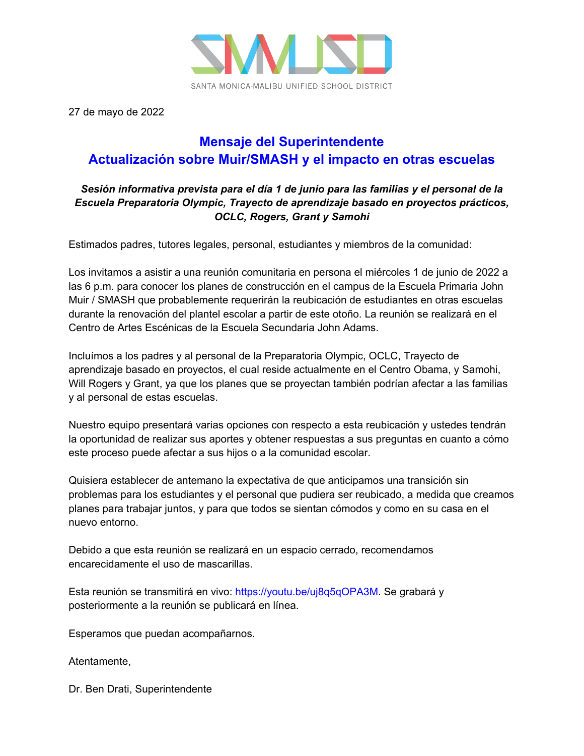SMMUSD

SANTA MONICA-MALIBU UNIFIED SCHOOL DISTRICT

27 de mayo de 2022

## Mensaje del Superintendente
## Actualización sobre Muir/SMASH y el impacto en otras escuelas

***Sesión informativa prevista para el día 1 de junio para las familias y el personal de la Escuela Preparatoria Olympic, Trayecto de aprendizaje basado en proyectos prácticos, OCLC, Rogers, Grant y Samohi***

Estimados padres, tutores legales, personal, estudiantes y miembros de la comunidad:

Los invitamos a asistir a una reunión comunitaria en persona el miércoles 1 de junio de 2022 a las 6 p.m. para conocer los planes de construcción en el campus de la Escuela Primaria John Muir / SMASH que probablemente requerirán la reubicación de estudiantes en otras escuelas durante la renovación del plantel escolar a partir de este otoño. La reunión se realizará en el Centro de Artes Escénicas de la Escuela Secundaria John Adams.

Incluímos a los padres y al personal de la Preparatoria Olympic, OCLC, Trayecto de aprendizaje basado en proyectos, el cual reside actualmente en el Centro Obama, y Samohi, Will Rogers y Grant, ya que los planes que se proyectan también podrían afectar a las familias y al personal de estas escuelas.

Nuestro equipo presentará varias opciones con respecto a esta reubicación y ustedes tendrán la oportunidad de realizar sus aportes y obtener respuestas a sus preguntas en cuanto a cómo este proceso puede afectar a sus hijos o a la comunidad escolar.

Quisiera establecer de antemano la expectativa de que anticipamos una transición sin problemas para los estudiantes y el personal que pudiera ser reubicado, a medida que creamos planes para trabajar juntos, y para que todos se sientan cómodos y como en su casa en el nuevo entorno.

Debido a que esta reunión se realizará en un espacio cerrado, recomendamos encarecidamente el uso de mascarillas.

Esta reunión se transmitirá en vivo: https://youtu.be/uj8q5qOPA3M. Se grabará y posteriormente a la reunión se publicará en línea.

Esperamos que puedan acompañarnos.

Atentamente,

Dr. Ben Drati, Superintendente